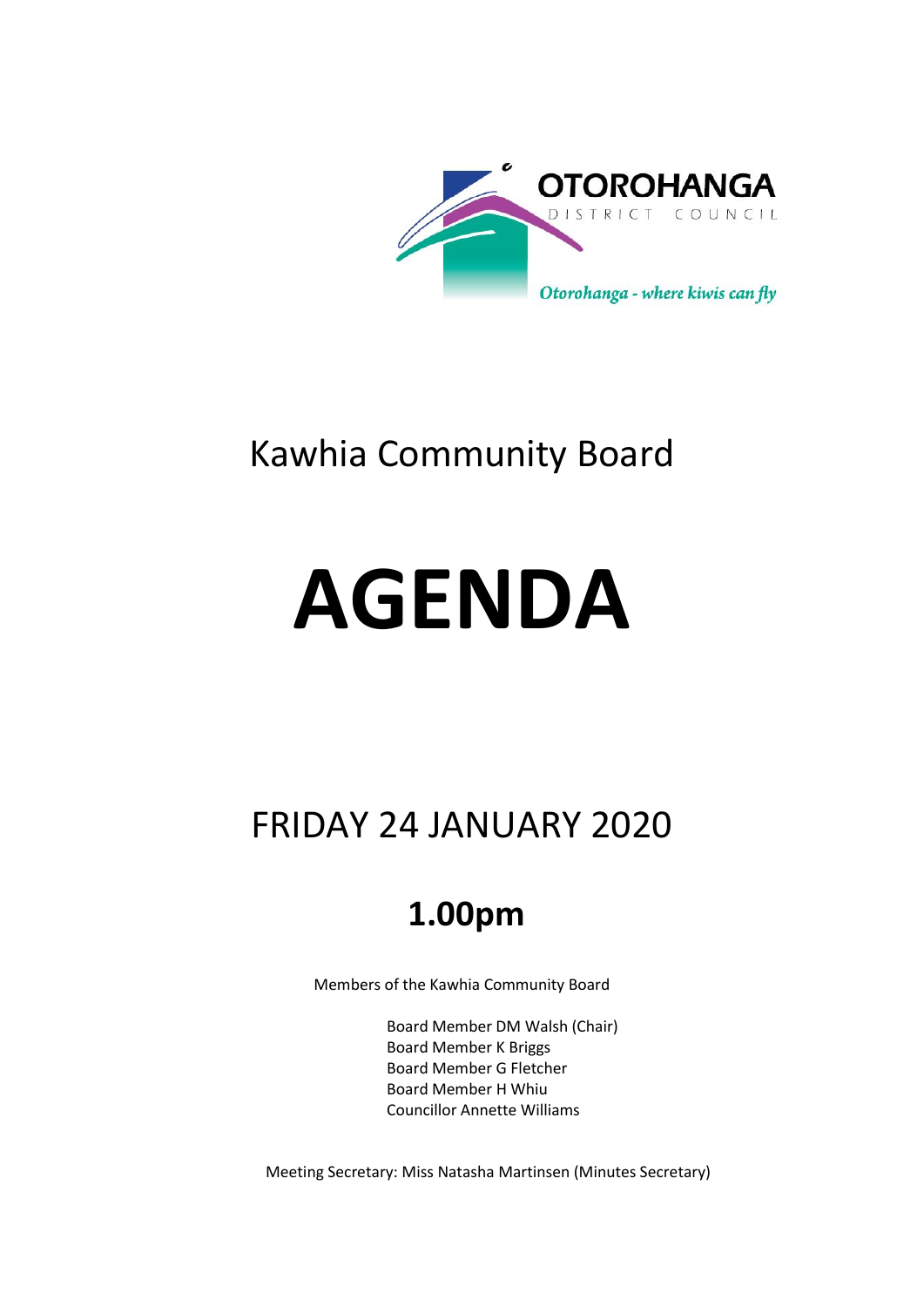OTOROHANGA DISTRICT COUNCIL

*Otorohanga - where kiwis can fly*

# Kawhia Community Board

# AGENDA

## FRIDAY 24 JANUARY 2020

## 1.00pm

Members of the Kawhia Community Board

Board Member DM Walsh (Chair)
Board Member K Briggs
Board Member G Fletcher
Board Member H Whiu
Councillor Annette Williams

Meeting Secretary: Miss Natasha Martinsen (Minutes Secretary)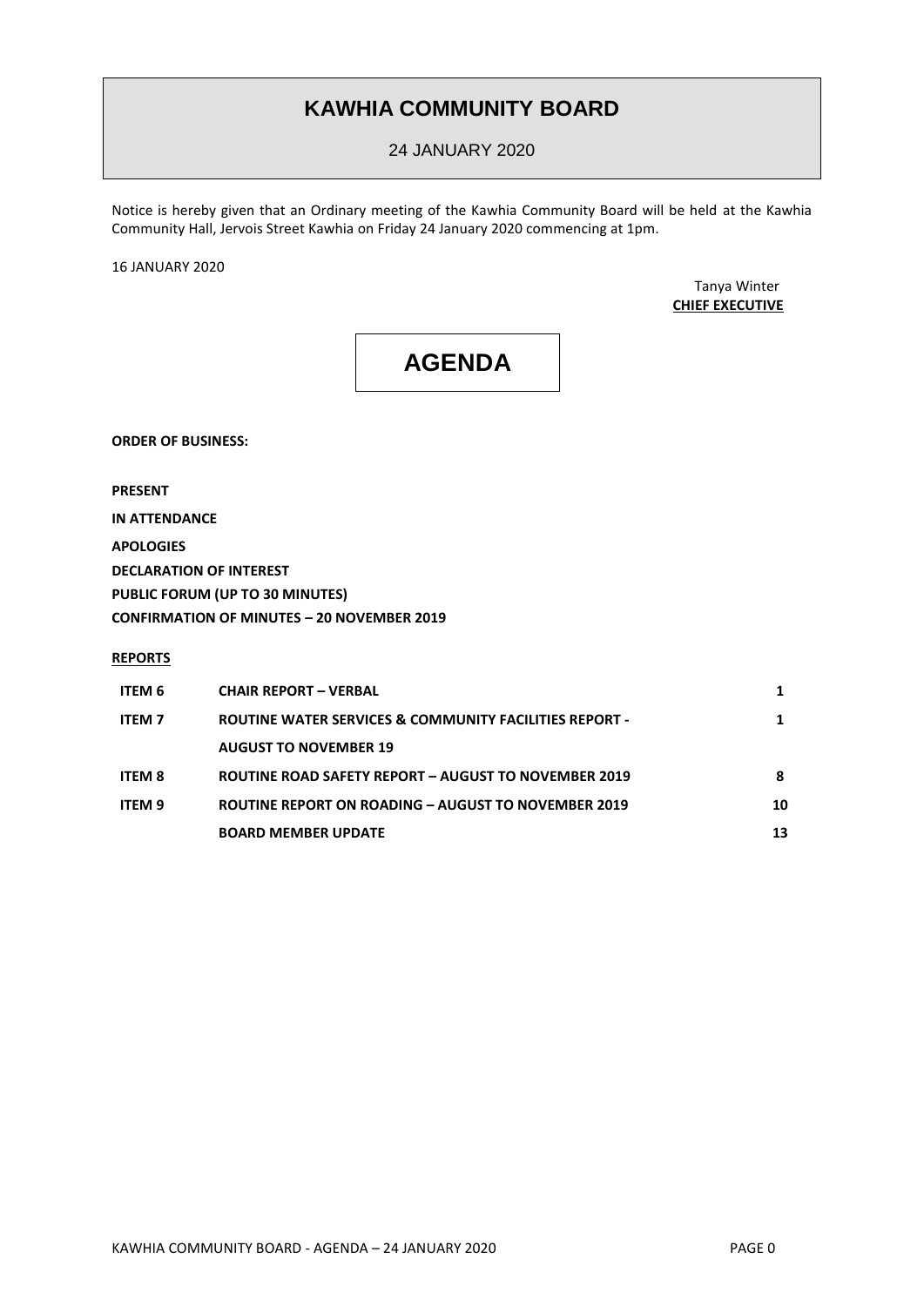# KAWHIA COMMUNITY BOARD

24 JANUARY 2020

Notice is hereby given that an Ordinary meeting of the Kawhia Community Board will be held at the Kawhia Community Hall, Jervois Street Kawhia on Friday 24 January 2020 commencing at 1pm.

16 JANUARY 2020

Tanya Winter
**CHIEF EXECUTIVE**

# AGENDA

**ORDER OF BUSINESS:**

**PRESENT**

**IN ATTENDANCE**

**APOLOGIES**

**DECLARATION OF INTEREST**

**PUBLIC FORUM (UP TO 30 MINUTES)**

**CONFIRMATION OF MINUTES – 20 NOVEMBER 2019**

**REPORTS**

| | | |
|---|---|---|
| **ITEM 6** | **CHAIR REPORT – VERBAL** | **1** |
| **ITEM 7** | **ROUTINE WATER SERVICES & COMMUNITY FACILITIES REPORT - AUGUST TO NOVEMBER 19** | **1** |
| **ITEM 8** | **ROUTINE ROAD SAFETY REPORT – AUGUST TO NOVEMBER 2019** | **8** |
| **ITEM 9** | **ROUTINE REPORT ON ROADING – AUGUST TO NOVEMBER 2019** | **10** |
| | **BOARD MEMBER UPDATE** | **13** |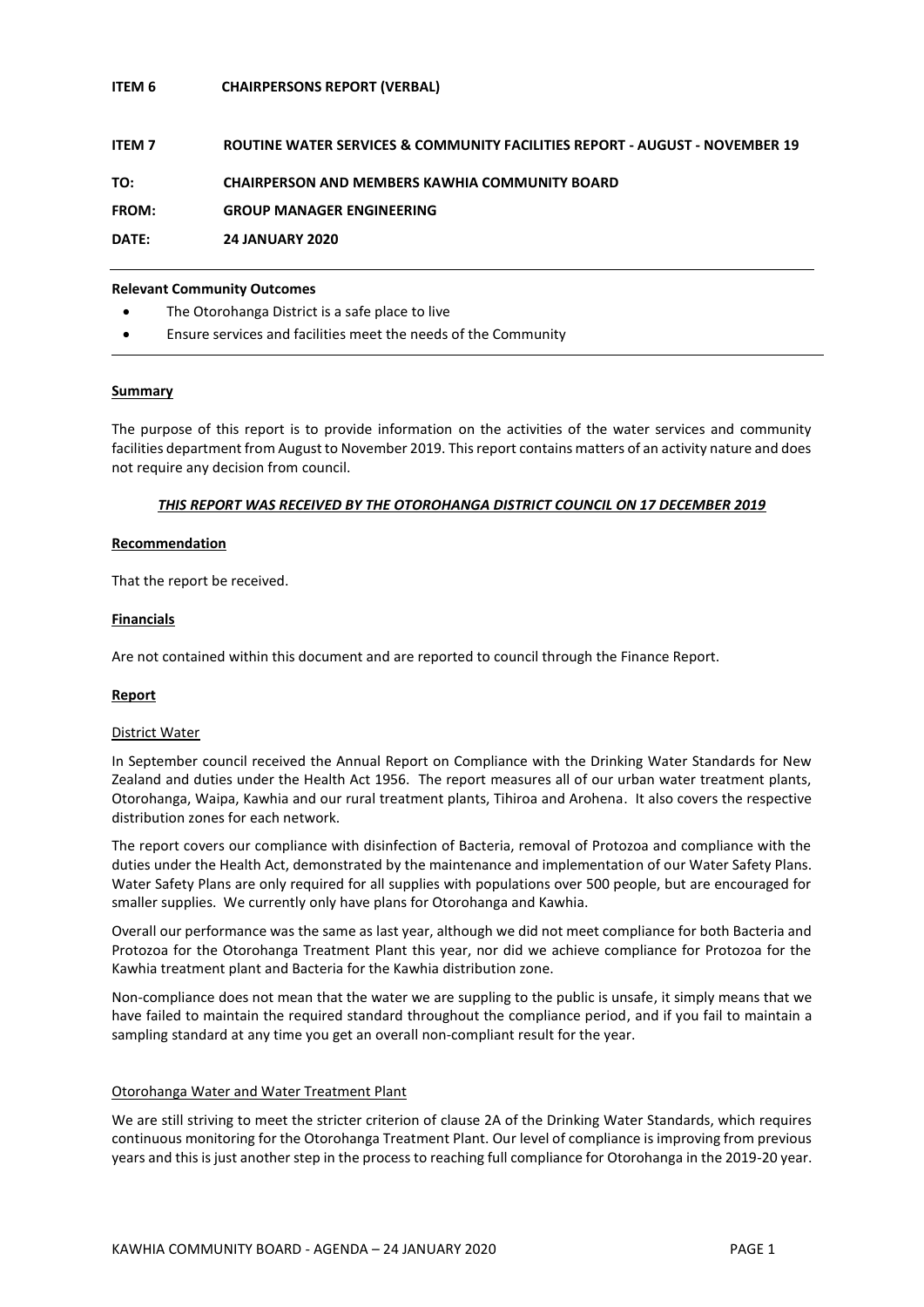**ITEM 6 CHAIRPERSONS REPORT (VERBAL)**

**ITEM 7 ROUTINE WATER SERVICES & COMMUNITY FACILITIES REPORT - AUGUST - NOVEMBER 19**

**TO: CHAIRPERSON AND MEMBERS KAWHIA COMMUNITY BOARD**

**FROM: GROUP MANAGER ENGINEERING**

**DATE: 24 JANUARY 2020**

---

**Relevant Community Outcomes**

- The Otorohanga District is a safe place to live
- Ensure services and facilities meet the needs of the Community

---

## Summary

The purpose of this report is to provide information on the activities of the water services and community facilities department from August to November 2019. This report contains matters of an activity nature and does not require any decision from council.

***THIS REPORT WAS RECEIVED BY THE OTOROHANGA DISTRICT COUNCIL ON 17 DECEMBER 2019***

## Recommendation

That the report be received.

## Financials

Are not contained within this document and are reported to council through the Finance Report.

## Report

### District Water

In September council received the Annual Report on Compliance with the Drinking Water Standards for New Zealand and duties under the Health Act 1956. The report measures all of our urban water treatment plants, Otorohanga, Waipa, Kawhia and our rural treatment plants, Tihiroa and Arohena. It also covers the respective distribution zones for each network.

The report covers our compliance with disinfection of Bacteria, removal of Protozoa and compliance with the duties under the Health Act, demonstrated by the maintenance and implementation of our Water Safety Plans. Water Safety Plans are only required for all supplies with populations over 500 people, but are encouraged for smaller supplies. We currently only have plans for Otorohanga and Kawhia.

Overall our performance was the same as last year, although we did not meet compliance for both Bacteria and Protozoa for the Otorohanga Treatment Plant this year, nor did we achieve compliance for Protozoa for the Kawhia treatment plant and Bacteria for the Kawhia distribution zone.

Non-compliance does not mean that the water we are suppling to the public is unsafe, it simply means that we have failed to maintain the required standard throughout the compliance period, and if you fail to maintain a sampling standard at any time you get an overall non-compliant result for the year.

### Otorohanga Water and Water Treatment Plant

We are still striving to meet the stricter criterion of clause 2A of the Drinking Water Standards, which requires continuous monitoring for the Otorohanga Treatment Plant. Our level of compliance is improving from previous years and this is just another step in the process to reaching full compliance for Otorohanga in the 2019-20 year.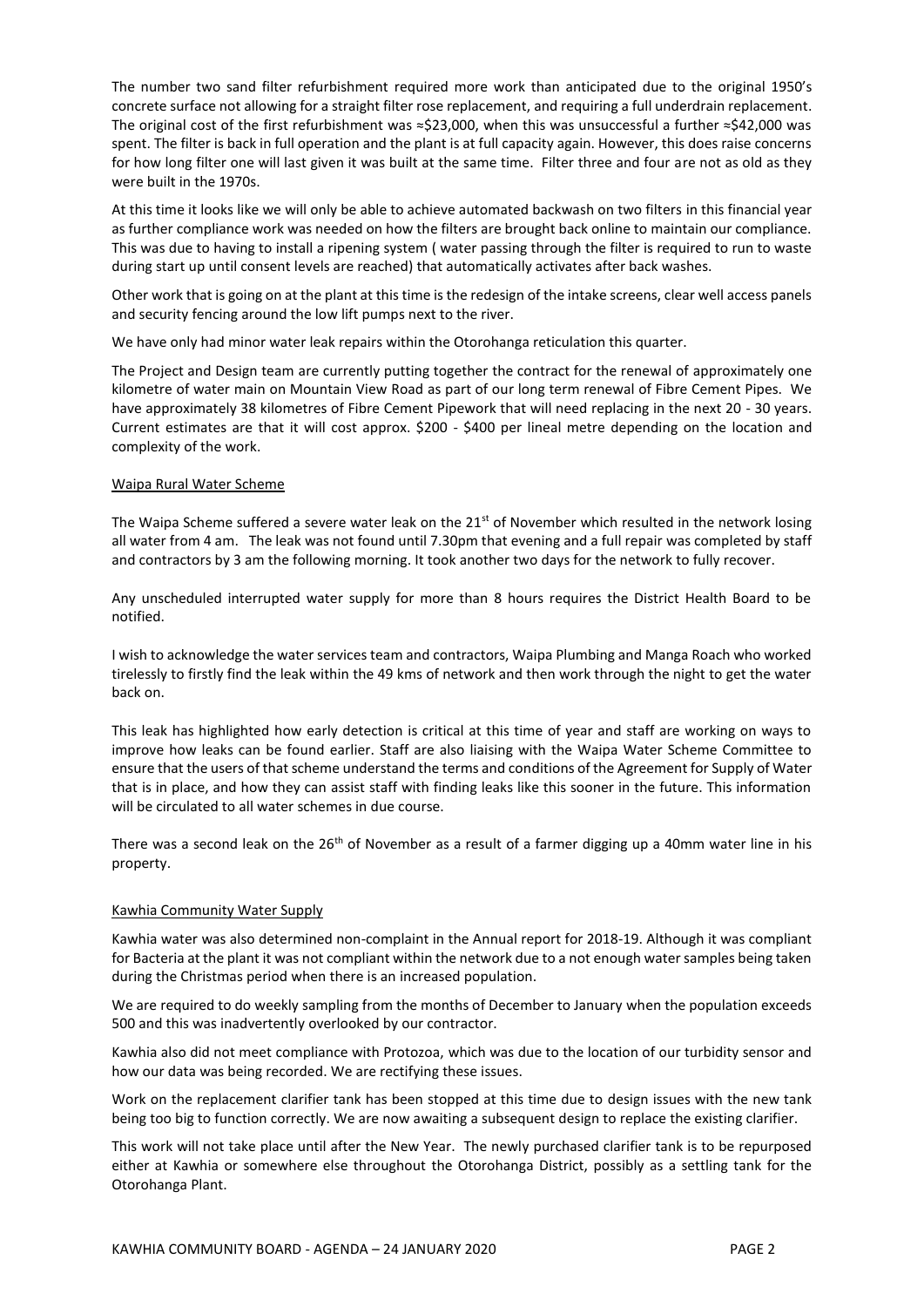The number two sand filter refurbishment required more work than anticipated due to the original 1950's concrete surface not allowing for a straight filter rose replacement, and requiring a full underdrain replacement. The original cost of the first refurbishment was ≈$23,000, when this was unsuccessful a further ≈$42,000 was spent. The filter is back in full operation and the plant is at full capacity again. However, this does raise concerns for how long filter one will last given it was built at the same time. Filter three and four are not as old as they were built in the 1970s.

At this time it looks like we will only be able to achieve automated backwash on two filters in this financial year as further compliance work was needed on how the filters are brought back online to maintain our compliance. This was due to having to install a ripening system ( water passing through the filter is required to run to waste during start up until consent levels are reached) that automatically activates after back washes.

Other work that is going on at the plant at this time is the redesign of the intake screens, clear well access panels and security fencing around the low lift pumps next to the river.

We have only had minor water leak repairs within the Otorohanga reticulation this quarter.

The Project and Design team are currently putting together the contract for the renewal of approximately one kilometre of water main on Mountain View Road as part of our long term renewal of Fibre Cement Pipes. We have approximately 38 kilometres of Fibre Cement Pipework that will need replacing in the next 20 - 30 years. Current estimates are that it will cost approx. $200 - $400 per lineal metre depending on the location and complexity of the work.

Waipa Rural Water Scheme

The Waipa Scheme suffered a severe water leak on the 21st of November which resulted in the network losing all water from 4 am. The leak was not found until 7.30pm that evening and a full repair was completed by staff and contractors by 3 am the following morning. It took another two days for the network to fully recover.

Any unscheduled interrupted water supply for more than 8 hours requires the District Health Board to be notified.

I wish to acknowledge the water services team and contractors, Waipa Plumbing and Manga Roach who worked tirelessly to firstly find the leak within the 49 kms of network and then work through the night to get the water back on.

This leak has highlighted how early detection is critical at this time of year and staff are working on ways to improve how leaks can be found earlier. Staff are also liaising with the Waipa Water Scheme Committee to ensure that the users of that scheme understand the terms and conditions of the Agreement for Supply of Water that is in place, and how they can assist staff with finding leaks like this sooner in the future. This information will be circulated to all water schemes in due course.

There was a second leak on the 26th of November as a result of a farmer digging up a 40mm water line in his property.

Kawhia Community Water Supply

Kawhia water was also determined non-complaint in the Annual report for 2018-19. Although it was compliant for Bacteria at the plant it was not compliant within the network due to a not enough water samples being taken during the Christmas period when there is an increased population.

We are required to do weekly sampling from the months of December to January when the population exceeds 500 and this was inadvertently overlooked by our contractor.

Kawhia also did not meet compliance with Protozoa, which was due to the location of our turbidity sensor and how our data was being recorded. We are rectifying these issues.

Work on the replacement clarifier tank has been stopped at this time due to design issues with the new tank being too big to function correctly. We are now awaiting a subsequent design to replace the existing clarifier.

This work will not take place until after the New Year. The newly purchased clarifier tank is to be repurposed either at Kawhia or somewhere else throughout the Otorohanga District, possibly as a settling tank for the Otorohanga Plant.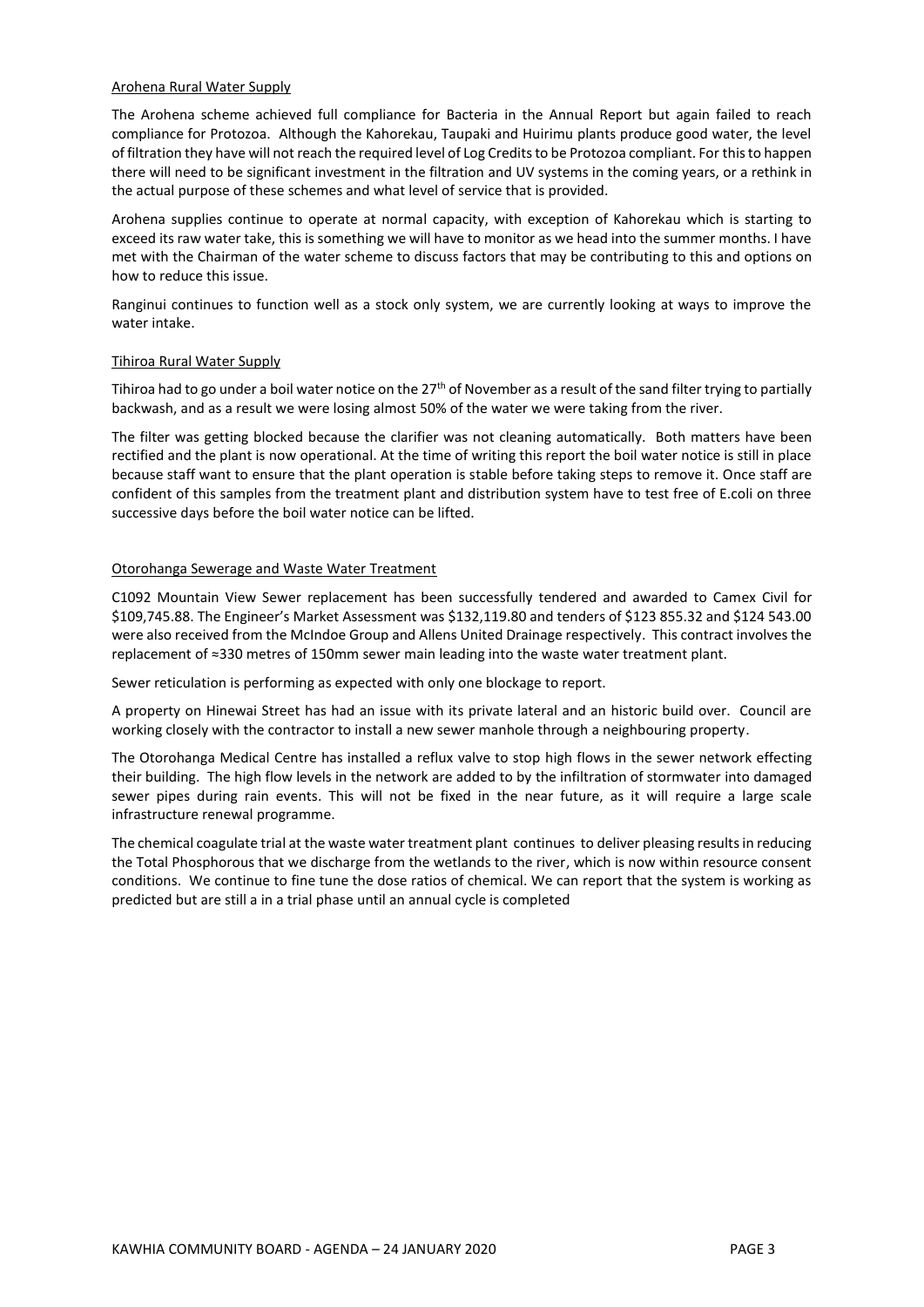Arohena Rural Water Supply

The Arohena scheme achieved full compliance for Bacteria in the Annual Report but again failed to reach compliance for Protozoa. Although the Kahorekau, Taupaki and Huirimu plants produce good water, the level of filtration they have will not reach the required level of Log Credits to be Protozoa compliant. For this to happen there will need to be significant investment in the filtration and UV systems in the coming years, or a rethink in the actual purpose of these schemes and what level of service that is provided.

Arohena supplies continue to operate at normal capacity, with exception of Kahorekau which is starting to exceed its raw water take, this is something we will have to monitor as we head into the summer months. I have met with the Chairman of the water scheme to discuss factors that may be contributing to this and options on how to reduce this issue.

Ranginui continues to function well as a stock only system, we are currently looking at ways to improve the water intake.

Tihiroa Rural Water Supply

Tihiroa had to go under a boil water notice on the 27th of November as a result of the sand filter trying to partially backwash, and as a result we were losing almost 50% of the water we were taking from the river.

The filter was getting blocked because the clarifier was not cleaning automatically. Both matters have been rectified and the plant is now operational. At the time of writing this report the boil water notice is still in place because staff want to ensure that the plant operation is stable before taking steps to remove it. Once staff are confident of this samples from the treatment plant and distribution system have to test free of E.coli on three successive days before the boil water notice can be lifted.

Otorohanga Sewerage and Waste Water Treatment

C1092 Mountain View Sewer replacement has been successfully tendered and awarded to Camex Civil for $109,745.88. The Engineer's Market Assessment was $132,119.80 and tenders of $123 855.32 and $124 543.00 were also received from the McIndoe Group and Allens United Drainage respectively. This contract involves the replacement of ≈330 metres of 150mm sewer main leading into the waste water treatment plant.

Sewer reticulation is performing as expected with only one blockage to report.

A property on Hinewai Street has had an issue with its private lateral and an historic build over. Council are working closely with the contractor to install a new sewer manhole through a neighbouring property.

The Otorohanga Medical Centre has installed a reflux valve to stop high flows in the sewer network effecting their building. The high flow levels in the network are added to by the infiltration of stormwater into damaged sewer pipes during rain events. This will not be fixed in the near future, as it will require a large scale infrastructure renewal programme.

The chemical coagulate trial at the waste water treatment plant continues to deliver pleasing results in reducing the Total Phosphorous that we discharge from the wetlands to the river, which is now within resource consent conditions. We continue to fine tune the dose ratios of chemical. We can report that the system is working as predicted but are still a in a trial phase until an annual cycle is completed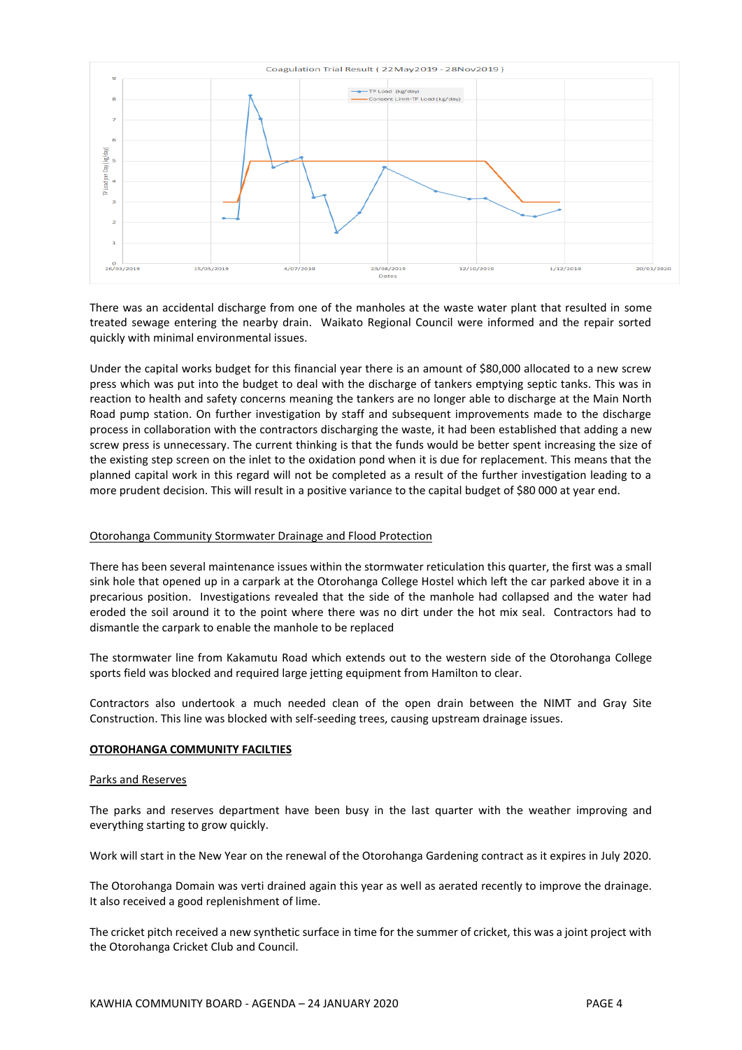Coagulation Trial Result ( 22May2019 - 28Nov2019 )

There was an accidental discharge from one of the manholes at the waste water plant that resulted in some treated sewage entering the nearby drain. Waikato Regional Council were informed and the repair sorted quickly with minimal environmental issues.

Under the capital works budget for this financial year there is an amount of $80,000 allocated to a new screw press which was put into the budget to deal with the discharge of tankers emptying septic tanks. This was in reaction to health and safety concerns meaning the tankers are no longer able to discharge at the Main North Road pump station. On further investigation by staff and subsequent improvements made to the discharge process in collaboration with the contractors discharging the waste, it had been established that adding a new screw press is unnecessary. The current thinking is that the funds would be better spent increasing the size of the existing step screen on the inlet to the oxidation pond when it is due for replacement. This means that the planned capital work in this regard will not be completed as a result of the further investigation leading to a more prudent decision. This will result in a positive variance to the capital budget of $80 000 at year end.

Otorohanga Community Stormwater Drainage and Flood Protection

There has been several maintenance issues within the stormwater reticulation this quarter, the first was a small sink hole that opened up in a carpark at the Otorohanga College Hostel which left the car parked above it in a precarious position. Investigations revealed that the side of the manhole had collapsed and the water had eroded the soil around it to the point where there was no dirt under the hot mix seal. Contractors had to dismantle the carpark to enable the manhole to be replaced

The stormwater line from Kakamutu Road which extends out to the western side of the Otorohanga College sports field was blocked and required large jetting equipment from Hamilton to clear.

Contractors also undertook a much needed clean of the open drain between the NIMT and Gray Site Construction. This line was blocked with self-seeding trees, causing upstream drainage issues.

## OTOROHANGA COMMUNITY FACILTIES

Parks and Reserves

The parks and reserves department have been busy in the last quarter with the weather improving and everything starting to grow quickly.

Work will start in the New Year on the renewal of the Otorohanga Gardening contract as it expires in July 2020.

The Otorohanga Domain was verti drained again this year as well as aerated recently to improve the drainage. It also received a good replenishment of lime.

The cricket pitch received a new synthetic surface in time for the summer of cricket, this was a joint project with the Otorohanga Cricket Club and Council.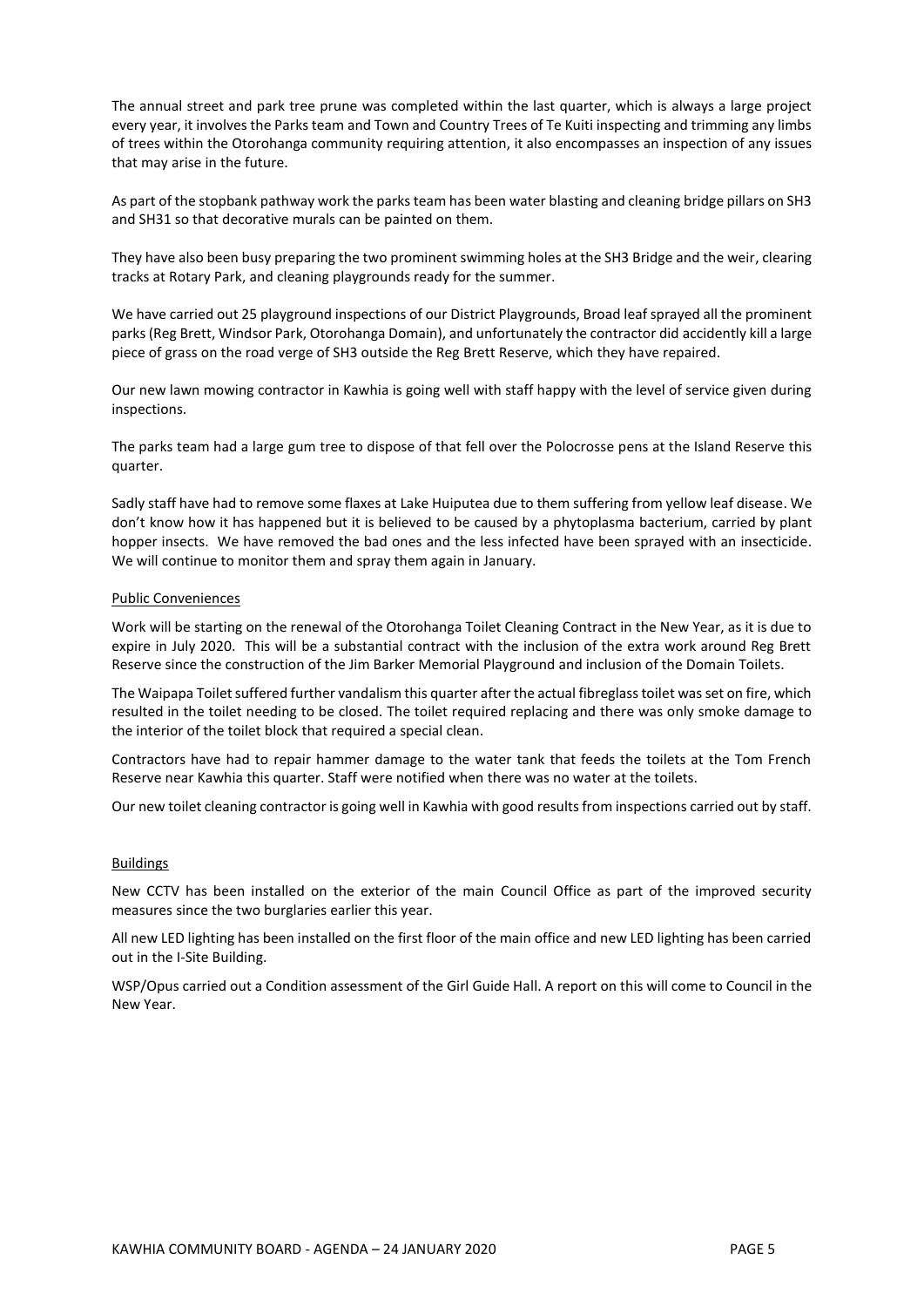The annual street and park tree prune was completed within the last quarter, which is always a large project every year, it involves the Parks team and Town and Country Trees of Te Kuiti inspecting and trimming any limbs of trees within the Otorohanga community requiring attention, it also encompasses an inspection of any issues that may arise in the future.

As part of the stopbank pathway work the parks team has been water blasting and cleaning bridge pillars on SH3 and SH31 so that decorative murals can be painted on them.

They have also been busy preparing the two prominent swimming holes at the SH3 Bridge and the weir, clearing tracks at Rotary Park, and cleaning playgrounds ready for the summer.

We have carried out 25 playground inspections of our District Playgrounds, Broad leaf sprayed all the prominent parks (Reg Brett, Windsor Park, Otorohanga Domain), and unfortunately the contractor did accidently kill a large piece of grass on the road verge of SH3 outside the Reg Brett Reserve, which they have repaired.

Our new lawn mowing contractor in Kawhia is going well with staff happy with the level of service given during inspections.

The parks team had a large gum tree to dispose of that fell over the Polocrosse pens at the Island Reserve this quarter.

Sadly staff have had to remove some flaxes at Lake Huiputea due to them suffering from yellow leaf disease. We don't know how it has happened but it is believed to be caused by a phytoplasma bacterium, carried by plant hopper insects. We have removed the bad ones and the less infected have been sprayed with an insecticide. We will continue to monitor them and spray them again in January.

## Public Conveniences

Work will be starting on the renewal of the Otorohanga Toilet Cleaning Contract in the New Year, as it is due to expire in July 2020. This will be a substantial contract with the inclusion of the extra work around Reg Brett Reserve since the construction of the Jim Barker Memorial Playground and inclusion of the Domain Toilets.

The Waipapa Toilet suffered further vandalism this quarter after the actual fibreglass toilet was set on fire, which resulted in the toilet needing to be closed. The toilet required replacing and there was only smoke damage to the interior of the toilet block that required a special clean.

Contractors have had to repair hammer damage to the water tank that feeds the toilets at the Tom French Reserve near Kawhia this quarter. Staff were notified when there was no water at the toilets.

Our new toilet cleaning contractor is going well in Kawhia with good results from inspections carried out by staff.

## Buildings

New CCTV has been installed on the exterior of the main Council Office as part of the improved security measures since the two burglaries earlier this year.

All new LED lighting has been installed on the first floor of the main office and new LED lighting has been carried out in the I-Site Building.

WSP/Opus carried out a Condition assessment of the Girl Guide Hall. A report on this will come to Council in the New Year.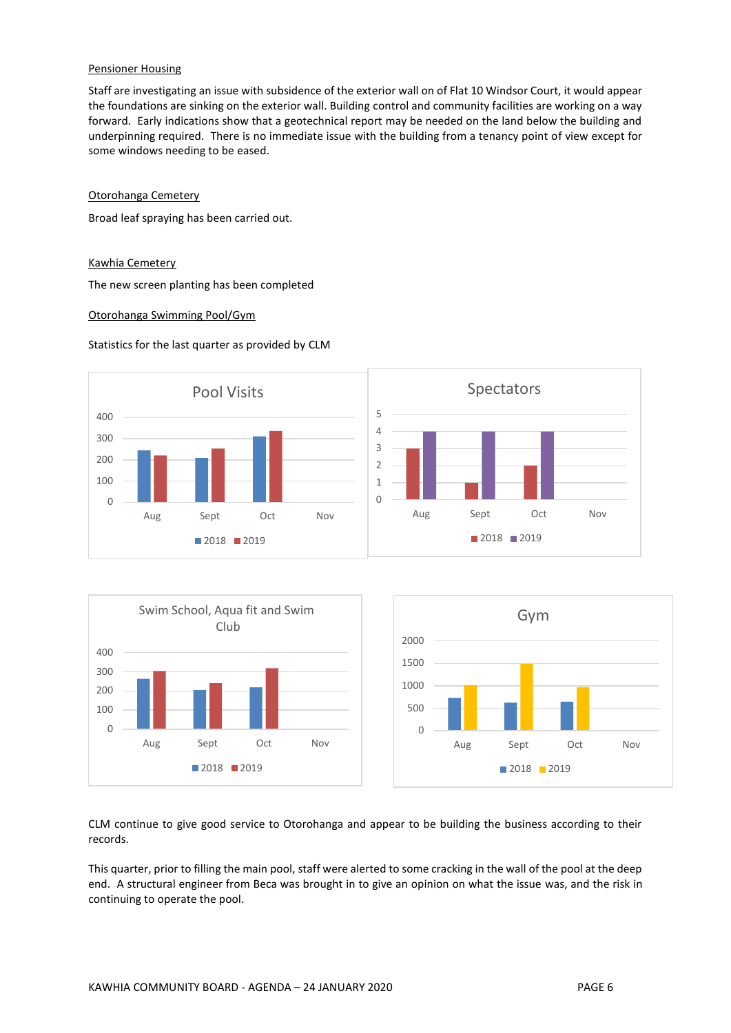Pensioner Housing

Staff are investigating an issue with subsidence of the exterior wall on of Flat 10 Windsor Court, it would appear the foundations are sinking on the exterior wall. Building control and community facilities are working on a way forward. Early indications show that a geotechnical report may be needed on the land below the building and underpinning required. There is no immediate issue with the building from a tenancy point of view except for some windows needing to be eased.

Otorohanga Cemetery

Broad leaf spraying has been carried out.

Kawhia Cemetery

The new screen planting has been completed

Otorohanga Swimming Pool/Gym

Statistics for the last quarter as provided by CLM

CLM continue to give good service to Otorohanga and appear to be building the business according to their records.

This quarter, prior to filling the main pool, staff were alerted to some cracking in the wall of the pool at the deep end. A structural engineer from Beca was brought in to give an opinion on what the issue was, and the risk in continuing to operate the pool.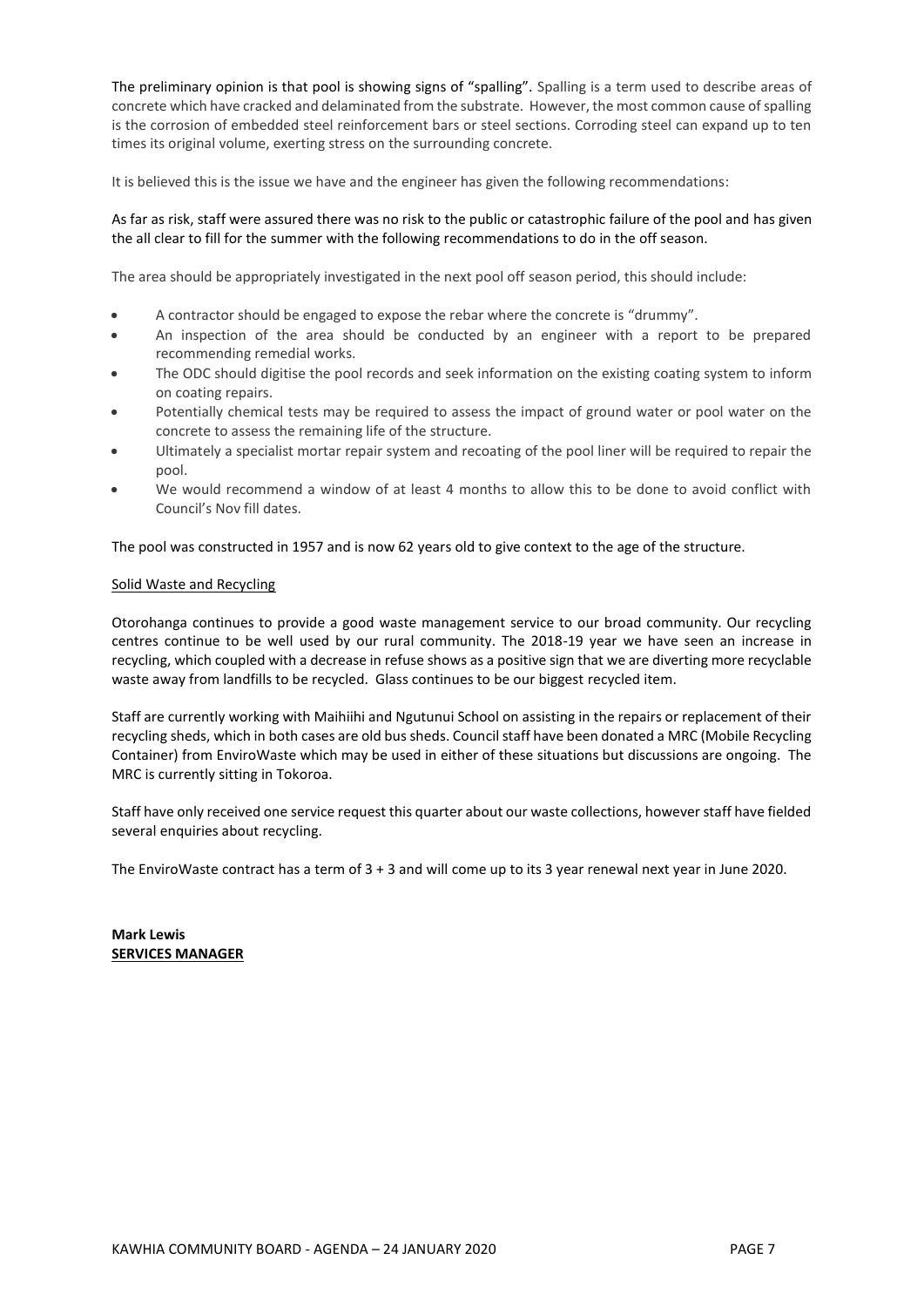The preliminary opinion is that pool is showing signs of "spalling". Spalling is a term used to describe areas of concrete which have cracked and delaminated from the substrate. However, the most common cause of spalling is the corrosion of embedded steel reinforcement bars or steel sections. Corroding steel can expand up to ten times its original volume, exerting stress on the surrounding concrete.

It is believed this is the issue we have and the engineer has given the following recommendations:

As far as risk, staff were assured there was no risk to the public or catastrophic failure of the pool and has given the all clear to fill for the summer with the following recommendations to do in the off season.

The area should be appropriately investigated in the next pool off season period, this should include:

- A contractor should be engaged to expose the rebar where the concrete is "drummy".
- An inspection of the area should be conducted by an engineer with a report to be prepared recommending remedial works.
- The ODC should digitise the pool records and seek information on the existing coating system to inform on coating repairs.
- Potentially chemical tests may be required to assess the impact of ground water or pool water on the concrete to assess the remaining life of the structure.
- Ultimately a specialist mortar repair system and recoating of the pool liner will be required to repair the pool.
- We would recommend a window of at least 4 months to allow this to be done to avoid conflict with Council's Nov fill dates.

The pool was constructed in 1957 and is now 62 years old to give context to the age of the structure.

<u>Solid Waste and Recycling</u>

Otorohanga continues to provide a good waste management service to our broad community. Our recycling centres continue to be well used by our rural community. The 2018-19 year we have seen an increase in recycling, which coupled with a decrease in refuse shows as a positive sign that we are diverting more recyclable waste away from landfills to be recycled. Glass continues to be our biggest recycled item.

Staff are currently working with Maihiihi and Ngutunui School on assisting in the repairs or replacement of their recycling sheds, which in both cases are old bus sheds. Council staff have been donated a MRC (Mobile Recycling Container) from EnviroWaste which may be used in either of these situations but discussions are ongoing. The MRC is currently sitting in Tokoroa.

Staff have only received one service request this quarter about our waste collections, however staff have fielded several enquiries about recycling.

The EnviroWaste contract has a term of 3 + 3 and will come up to its 3 year renewal next year in June 2020.

**Mark Lewis**
**<u>SERVICES MANAGER</u>**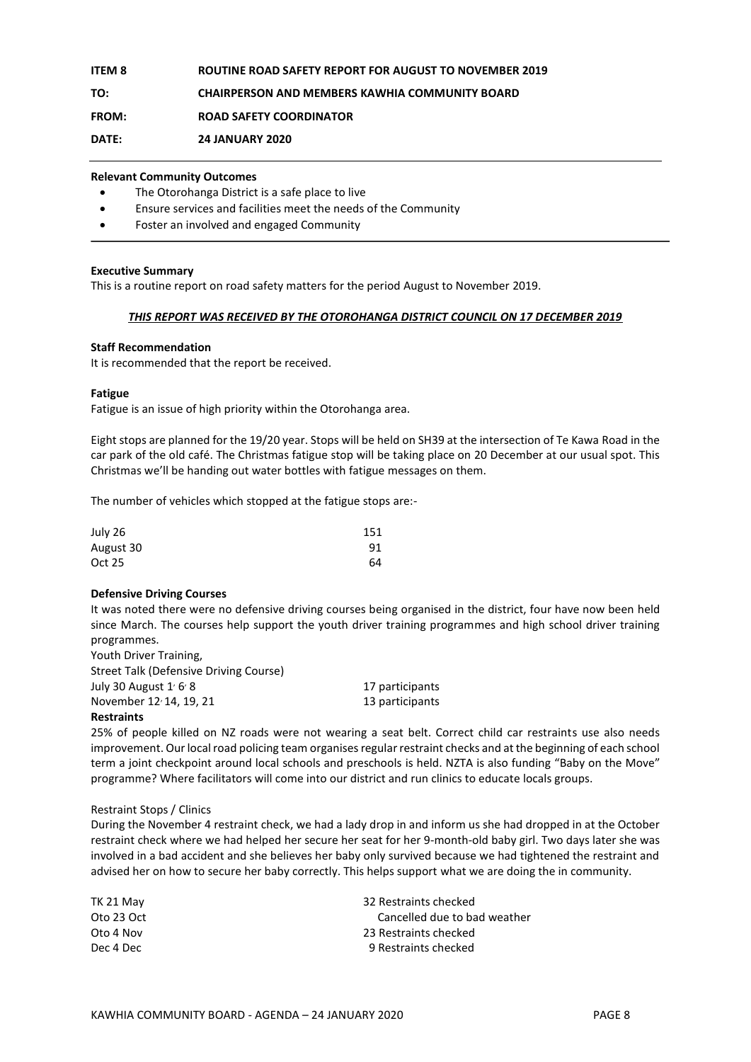**ITEM 8** **ROUTINE ROAD SAFETY REPORT FOR AUGUST TO NOVEMBER 2019**

**TO:** **CHAIRPERSON AND MEMBERS KAWHIA COMMUNITY BOARD**

**FROM:** **ROAD SAFETY COORDINATOR**

**DATE:** **24 JANUARY 2020**

---

**Relevant Community Outcomes**

- The Otorohanga District is a safe place to live
- Ensure services and facilities meet the needs of the Community
- Foster an involved and engaged Community

---

**Executive Summary**

This is a routine report on road safety matters for the period August to November 2019.

***THIS REPORT WAS RECEIVED BY THE OTOROHANGA DISTRICT COUNCIL ON 17 DECEMBER 2019***

**Staff Recommendation**

It is recommended that the report be received.

**Fatigue**

Fatigue is an issue of high priority within the Otorohanga area.

Eight stops are planned for the 19/20 year. Stops will be held on SH39 at the intersection of Te Kawa Road in the car park of the old café. The Christmas fatigue stop will be taking place on 20 December at our usual spot. This Christmas we'll be handing out water bottles with fatigue messages on them.

The number of vehicles which stopped at the fatigue stops are:-

| | |
|---|---|
| July 26 | 151 |
| August 30 | 91 |
| Oct 25 | 64 |

**Defensive Driving Courses**

It was noted there were no defensive driving courses being organised in the district, four have now been held since March. The courses help support the youth driver training programmes and high school driver training programmes.

Youth Driver Training,

Street Talk (Defensive Driving Course)

| | |
|---|---|
| July 30 August 1, 6, 8 | 17 participants |
| November 12, 14, 19, 21 | 13 participants |

**Restraints**

25% of people killed on NZ roads were not wearing a seat belt. Correct child car restraints use also needs improvement. Our local road policing team organises regular restraint checks and at the beginning of each school term a joint checkpoint around local schools and preschools is held. NZTA is also funding "Baby on the Move" programme? Where facilitators will come into our district and run clinics to educate locals groups.

Restraint Stops / Clinics

During the November 4 restraint check, we had a lady drop in and inform us she had dropped in at the October restraint check where we had helped her secure her seat for her 9-month-old baby girl. Two days later she was involved in a bad accident and she believes her baby only survived because we had tightened the restraint and advised her on how to secure her baby correctly. This helps support what we are doing the in community.

| | |
|---|---|
| TK 21 May | 32 Restraints checked |
| Oto 23 Oct | Cancelled due to bad weather |
| Oto 4 Nov | 23 Restraints checked |
| Dec 4 Dec | 9 Restraints checked |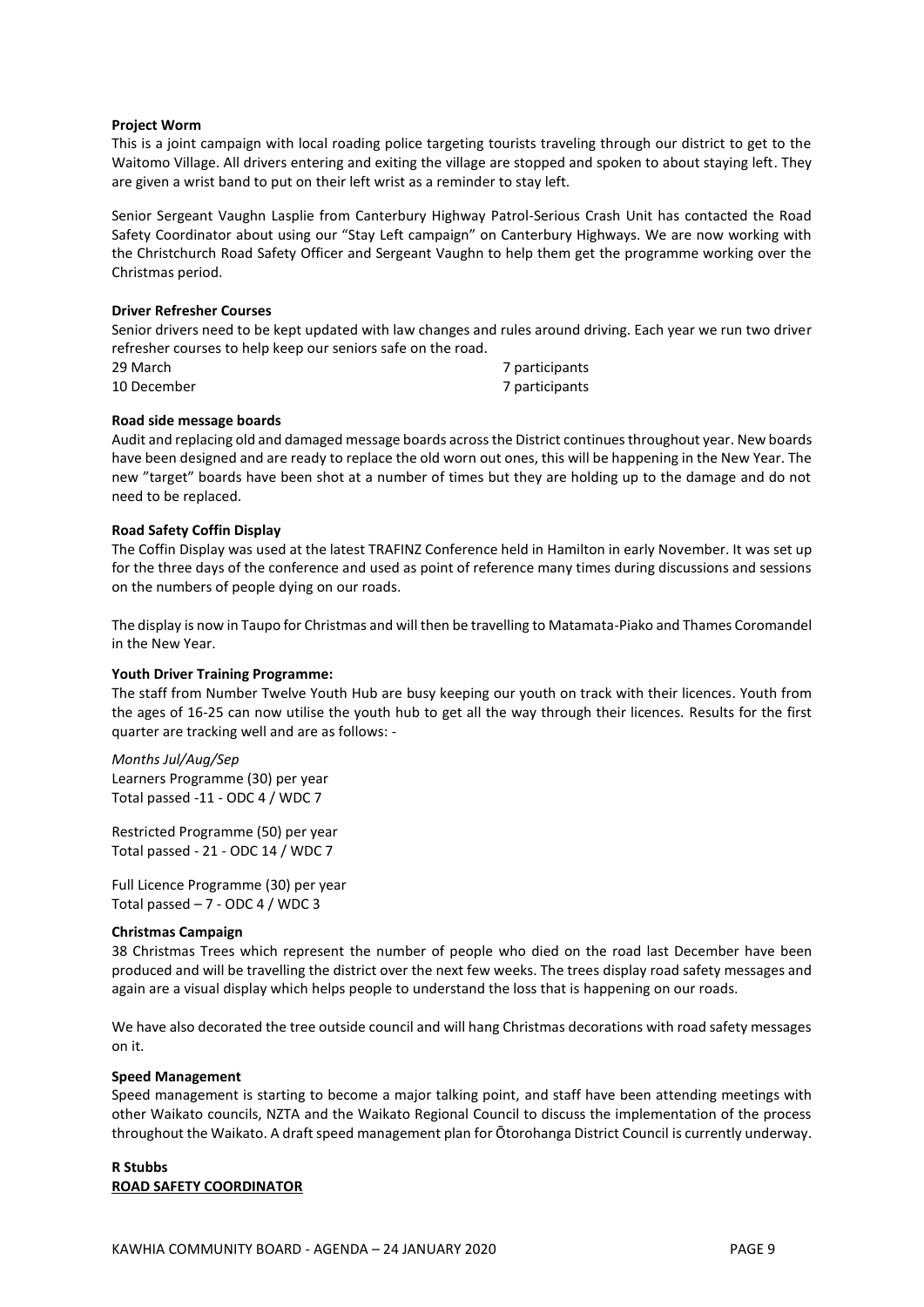**Project Worm**

This is a joint campaign with local roading police targeting tourists traveling through our district to get to the Waitomo Village. All drivers entering and exiting the village are stopped and spoken to about staying left. They are given a wrist band to put on their left wrist as a reminder to stay left.

Senior Sergeant Vaughn Lasplie from Canterbury Highway Patrol-Serious Crash Unit has contacted the Road Safety Coordinator about using our "Stay Left campaign" on Canterbury Highways. We are now working with the Christchurch Road Safety Officer and Sergeant Vaughn to help them get the programme working over the Christmas period.

**Driver Refresher Courses**

Senior drivers need to be kept updated with law changes and rules around driving. Each year we run two driver refresher courses to help keep our seniors safe on the road.

| | |
|---|---|
| 29 March | 7 participants |
| 10 December | 7 participants |

**Road side message boards**

Audit and replacing old and damaged message boards across the District continues throughout year. New boards have been designed and are ready to replace the old worn out ones, this will be happening in the New Year. The new "target" boards have been shot at a number of times but they are holding up to the damage and do not need to be replaced.

**Road Safety Coffin Display**

The Coffin Display was used at the latest TRAFINZ Conference held in Hamilton in early November. It was set up for the three days of the conference and used as point of reference many times during discussions and sessions on the numbers of people dying on our roads.

The display is now in Taupo for Christmas and will then be travelling to Matamata-Piako and Thames Coromandel in the New Year.

**Youth Driver Training Programme:**

The staff from Number Twelve Youth Hub are busy keeping our youth on track with their licences. Youth from the ages of 16-25 can now utilise the youth hub to get all the way through their licences. Results for the first quarter are tracking well and are as follows: -

*Months Jul/Aug/Sep*
Learners Programme (30) per year
Total passed -11 - ODC 4 / WDC 7

Restricted Programme (50) per year
Total passed - 21 - ODC 14 / WDC 7

Full Licence Programme (30) per year
Total passed – 7 - ODC 4 / WDC 3

**Christmas Campaign**

38 Christmas Trees which represent the number of people who died on the road last December have been produced and will be travelling the district over the next few weeks. The trees display road safety messages and again are a visual display which helps people to understand the loss that is happening on our roads.

We have also decorated the tree outside council and will hang Christmas decorations with road safety messages on it.

**Speed Management**

Speed management is starting to become a major talking point, and staff have been attending meetings with other Waikato councils, NZTA and the Waikato Regional Council to discuss the implementation of the process throughout the Waikato. A draft speed management plan for Ōtorohanga District Council is currently underway.

**R Stubbs**
**ROAD SAFETY COORDINATOR**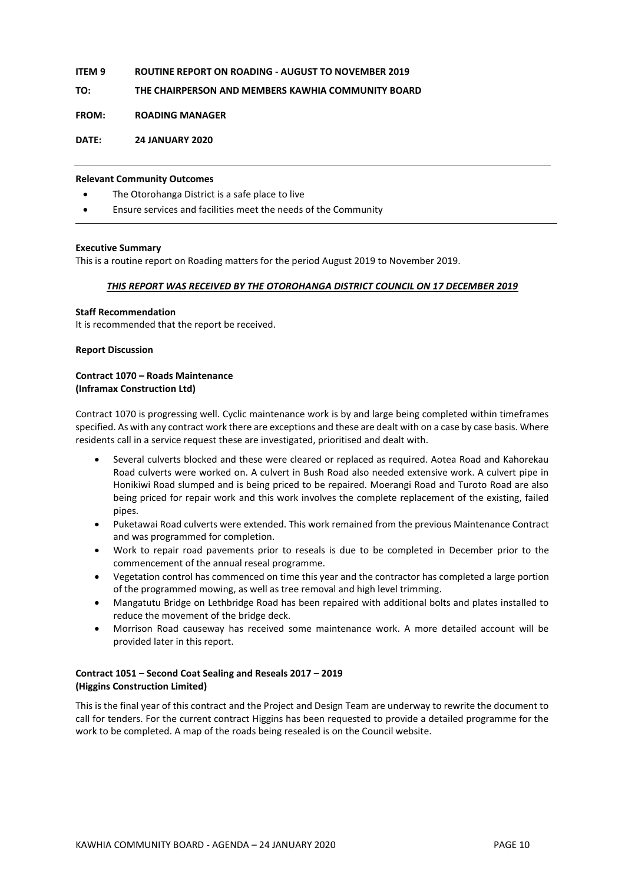**ITEM 9 ROUTINE REPORT ON ROADING - AUGUST TO NOVEMBER 2019**

**TO: THE CHAIRPERSON AND MEMBERS KAWHIA COMMUNITY BOARD**

**FROM: ROADING MANAGER**

**DATE: 24 JANUARY 2020**

---

**Relevant Community Outcomes**

- The Otorohanga District is a safe place to live
- Ensure services and facilities meet the needs of the Community

---

**Executive Summary**

This is a routine report on Roading matters for the period August 2019 to November 2019.

***<u>THIS REPORT WAS RECEIVED BY THE OTOROHANGA DISTRICT COUNCIL ON 17 DECEMBER 2019</u>***

**Staff Recommendation**

It is recommended that the report be received.

**Report Discussion**

**Contract 1070 – Roads Maintenance**
**(Inframax Construction Ltd)**

Contract 1070 is progressing well. Cyclic maintenance work is by and large being completed within timeframes specified. As with any contract work there are exceptions and these are dealt with on a case by case basis. Where residents call in a service request these are investigated, prioritised and dealt with.

- Several culverts blocked and these were cleared or replaced as required. Aotea Road and Kahorekau Road culverts were worked on. A culvert in Bush Road also needed extensive work. A culvert pipe in Honikiwi Road slumped and is being priced to be repaired. Moerangi Road and Turoto Road are also being priced for repair work and this work involves the complete replacement of the existing, failed pipes.
- Puketawai Road culverts were extended. This work remained from the previous Maintenance Contract and was programmed for completion.
- Work to repair road pavements prior to reseals is due to be completed in December prior to the commencement of the annual reseal programme.
- Vegetation control has commenced on time this year and the contractor has completed a large portion of the programmed mowing, as well as tree removal and high level trimming.
- Mangatutu Bridge on Lethbridge Road has been repaired with additional bolts and plates installed to reduce the movement of the bridge deck.
- Morrison Road causeway has received some maintenance work. A more detailed account will be provided later in this report.

**Contract 1051 – Second Coat Sealing and Reseals 2017 – 2019**
**(Higgins Construction Limited)**

This is the final year of this contract and the Project and Design Team are underway to rewrite the document to call for tenders. For the current contract Higgins has been requested to provide a detailed programme for the work to be completed. A map of the roads being resealed is on the Council website.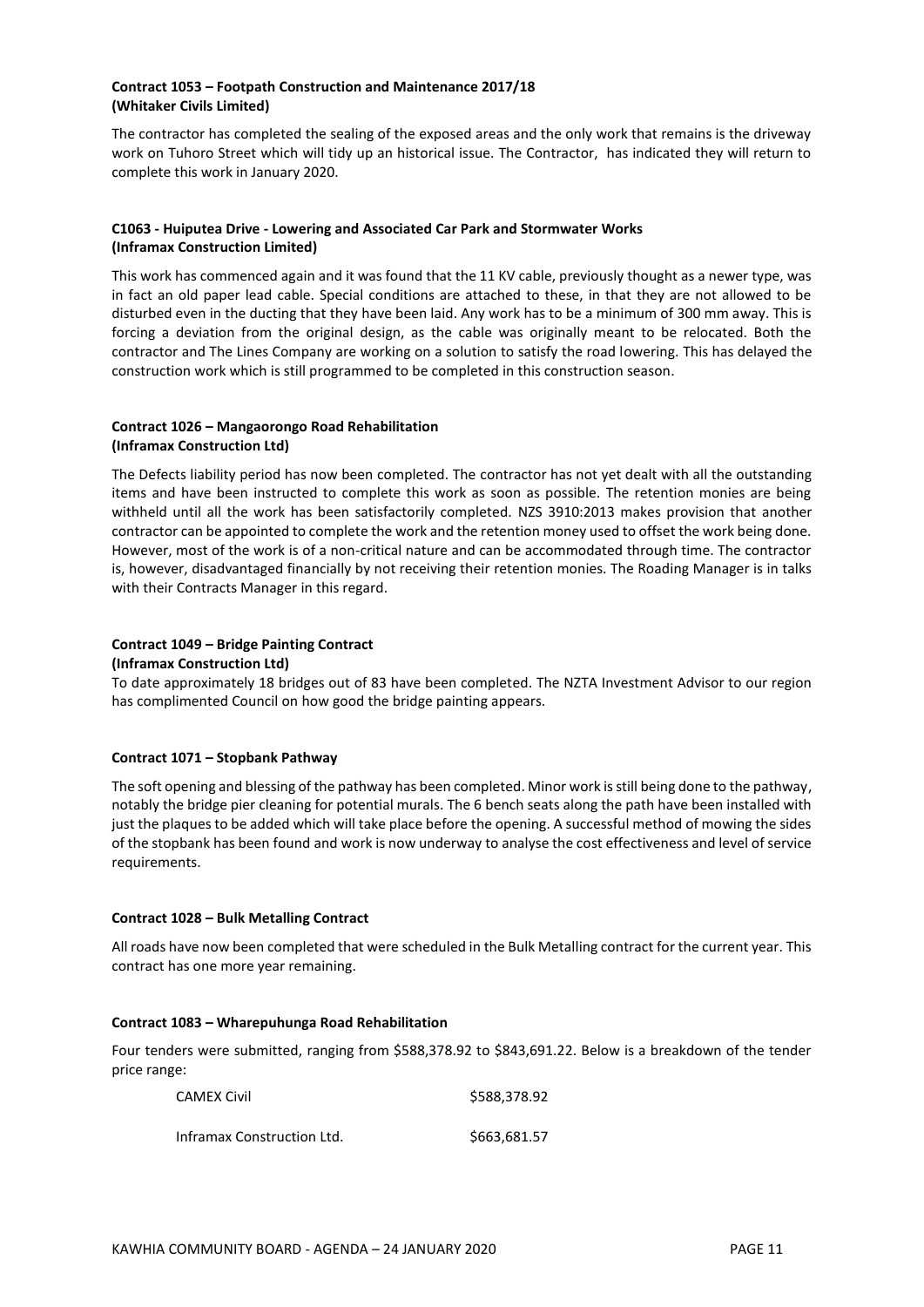**Contract 1053 – Footpath Construction and Maintenance 2017/18**
**(Whitaker Civils Limited)**

The contractor has completed the sealing of the exposed areas and the only work that remains is the driveway work on Tuhoro Street which will tidy up an historical issue. The Contractor, has indicated they will return to complete this work in January 2020.

**C1063 - Huiputea Drive - Lowering and Associated Car Park and Stormwater Works**
**(Inframax Construction Limited)**

This work has commenced again and it was found that the 11 KV cable, previously thought as a newer type, was in fact an old paper lead cable. Special conditions are attached to these, in that they are not allowed to be disturbed even in the ducting that they have been laid. Any work has to be a minimum of 300 mm away. This is forcing a deviation from the original design, as the cable was originally meant to be relocated. Both the contractor and The Lines Company are working on a solution to satisfy the road lowering. This has delayed the construction work which is still programmed to be completed in this construction season.

**Contract 1026 – Mangaorongo Road Rehabilitation**
**(Inframax Construction Ltd)**

The Defects liability period has now been completed. The contractor has not yet dealt with all the outstanding items and have been instructed to complete this work as soon as possible. The retention monies are being withheld until all the work has been satisfactorily completed. NZS 3910:2013 makes provision that another contractor can be appointed to complete the work and the retention money used to offset the work being done. However, most of the work is of a non-critical nature and can be accommodated through time. The contractor is, however, disadvantaged financially by not receiving their retention monies. The Roading Manager is in talks with their Contracts Manager in this regard.

**Contract 1049 – Bridge Painting Contract**
**(Inframax Construction Ltd)**

To date approximately 18 bridges out of 83 have been completed. The NZTA Investment Advisor to our region has complimented Council on how good the bridge painting appears.

**Contract 1071 – Stopbank Pathway**

The soft opening and blessing of the pathway has been completed. Minor work is still being done to the pathway, notably the bridge pier cleaning for potential murals. The 6 bench seats along the path have been installed with just the plaques to be added which will take place before the opening. A successful method of mowing the sides of the stopbank has been found and work is now underway to analyse the cost effectiveness and level of service requirements.

**Contract 1028 – Bulk Metalling Contract**

All roads have now been completed that were scheduled in the Bulk Metalling contract for the current year. This contract has one more year remaining.

**Contract 1083 – Wharepuhunga Road Rehabilitation**

Four tenders were submitted, ranging from $588,378.92 to $843,691.22. Below is a breakdown of the tender price range:

| | |
|---|---|
| CAMEX Civil | $588,378.92 |
| Inframax Construction Ltd. | $663,681.57 |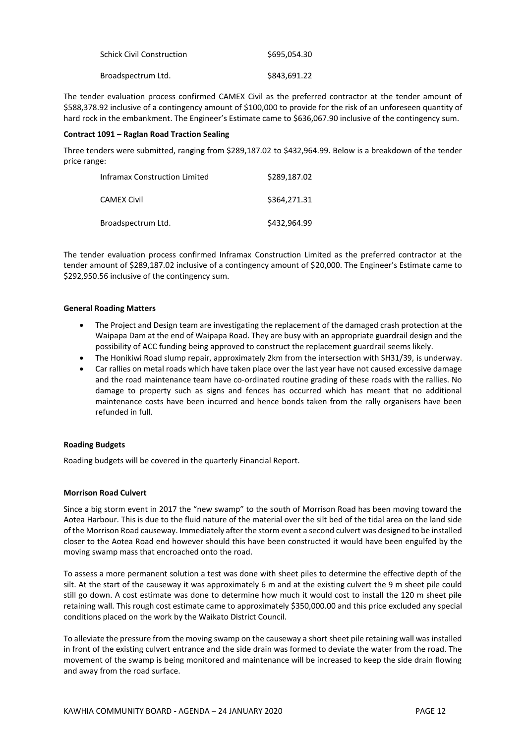| | |
|---|---|
| Schick Civil Construction | $695,054.30 |
| Broadspectrum Ltd. | $843,691.22 |

The tender evaluation process confirmed CAMEX Civil as the preferred contractor at the tender amount of $588,378.92 inclusive of a contingency amount of $100,000 to provide for the risk of an unforeseen quantity of hard rock in the embankment. The Engineer's Estimate came to $636,067.90 inclusive of the contingency sum.

**Contract 1091 – Raglan Road Traction Sealing**

Three tenders were submitted, ranging from $289,187.02 to $432,964.99. Below is a breakdown of the tender price range:

| | |
|---|---|
| Inframax Construction Limited | $289,187.02 |
| CAMEX Civil | $364,271.31 |
| Broadspectrum Ltd. | $432,964.99 |

The tender evaluation process confirmed Inframax Construction Limited as the preferred contractor at the tender amount of $289,187.02 inclusive of a contingency amount of $20,000. The Engineer's Estimate came to $292,950.56 inclusive of the contingency sum.

**General Roading Matters**

- The Project and Design team are investigating the replacement of the damaged crash protection at the Waipapa Dam at the end of Waipapa Road. They are busy with an appropriate guardrail design and the possibility of ACC funding being approved to construct the replacement guardrail seems likely.
- The Honikiwi Road slump repair, approximately 2km from the intersection with SH31/39, is underway.
- Car rallies on metal roads which have taken place over the last year have not caused excessive damage and the road maintenance team have co-ordinated routine grading of these roads with the rallies. No damage to property such as signs and fences has occurred which has meant that no additional maintenance costs have been incurred and hence bonds taken from the rally organisers have been refunded in full.

**Roading Budgets**

Roading budgets will be covered in the quarterly Financial Report.

**Morrison Road Culvert**

Since a big storm event in 2017 the "new swamp" to the south of Morrison Road has been moving toward the Aotea Harbour. This is due to the fluid nature of the material over the silt bed of the tidal area on the land side of the Morrison Road causeway. Immediately after the storm event a second culvert was designed to be installed closer to the Aotea Road end however should this have been constructed it would have been engulfed by the moving swamp mass that encroached onto the road.

To assess a more permanent solution a test was done with sheet piles to determine the effective depth of the silt. At the start of the causeway it was approximately 6 m and at the existing culvert the 9 m sheet pile could still go down. A cost estimate was done to determine how much it would cost to install the 120 m sheet pile retaining wall. This rough cost estimate came to approximately $350,000.00 and this price excluded any special conditions placed on the work by the Waikato District Council.

To alleviate the pressure from the moving swamp on the causeway a short sheet pile retaining wall was installed in front of the existing culvert entrance and the side drain was formed to deviate the water from the road. The movement of the swamp is being monitored and maintenance will be increased to keep the side drain flowing and away from the road surface.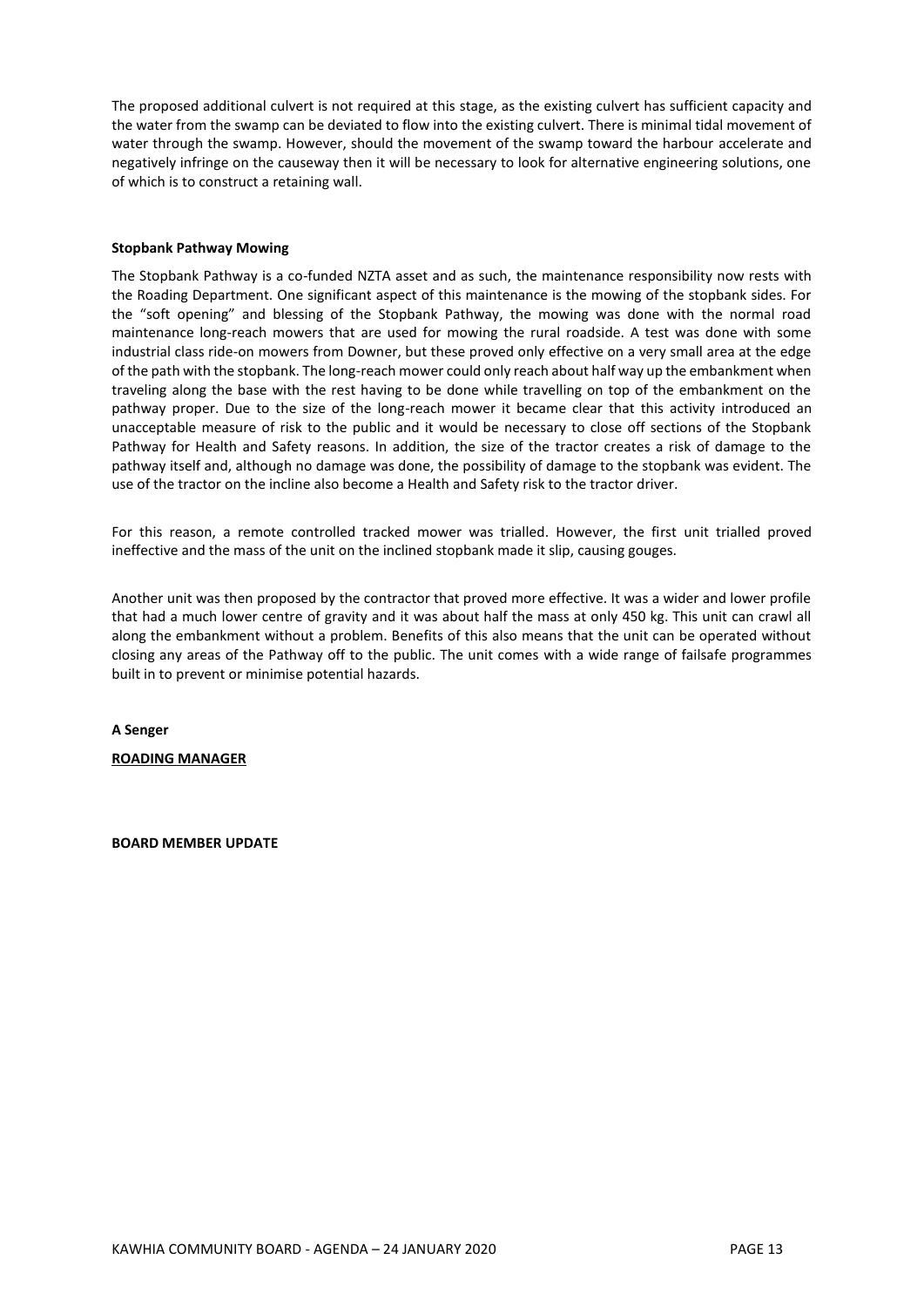The proposed additional culvert is not required at this stage, as the existing culvert has sufficient capacity and the water from the swamp can be deviated to flow into the existing culvert. There is minimal tidal movement of water through the swamp. However, should the movement of the swamp toward the harbour accelerate and negatively infringe on the causeway then it will be necessary to look for alternative engineering solutions, one of which is to construct a retaining wall.

**Stopbank Pathway Mowing**

The Stopbank Pathway is a co-funded NZTA asset and as such, the maintenance responsibility now rests with the Roading Department. One significant aspect of this maintenance is the mowing of the stopbank sides. For the "soft opening" and blessing of the Stopbank Pathway, the mowing was done with the normal road maintenance long-reach mowers that are used for mowing the rural roadside. A test was done with some industrial class ride-on mowers from Downer, but these proved only effective on a very small area at the edge of the path with the stopbank. The long-reach mower could only reach about half way up the embankment when traveling along the base with the rest having to be done while travelling on top of the embankment on the pathway proper. Due to the size of the long-reach mower it became clear that this activity introduced an unacceptable measure of risk to the public and it would be necessary to close off sections of the Stopbank Pathway for Health and Safety reasons. In addition, the size of the tractor creates a risk of damage to the pathway itself and, although no damage was done, the possibility of damage to the stopbank was evident. The use of the tractor on the incline also become a Health and Safety risk to the tractor driver.

For this reason, a remote controlled tracked mower was trialled. However, the first unit trialled proved ineffective and the mass of the unit on the inclined stopbank made it slip, causing gouges.

Another unit was then proposed by the contractor that proved more effective. It was a wider and lower profile that had a much lower centre of gravity and it was about half the mass at only 450 kg. This unit can crawl all along the embankment without a problem. Benefits of this also means that the unit can be operated without closing any areas of the Pathway off to the public. The unit comes with a wide range of failsafe programmes built in to prevent or minimise potential hazards.

**A Senger**

**ROADING MANAGER**

**BOARD MEMBER UPDATE**